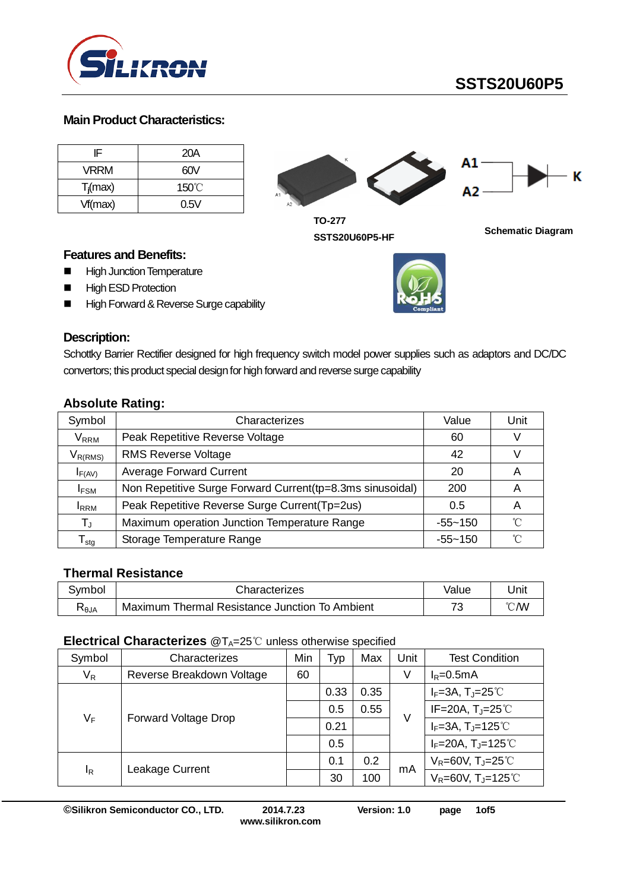# SSTS20U60P5

## Main Product Characteristics:

| IF | 20A |
|---|---|
| VRRM | 60V |
| $T_j$(max) | 150℃ |
| Vf(max) | 0.5V |

TO-277

SSTS20U60P5-HF

Schematic Diagram

## Features and Benefits:

- High Junction Temperature
- High ESD Protection
- High Forward & Reverse Surge capability

## Description:

Schottky Barrier Rectifier designed for high frequency switch model power supplies such as adaptors and DC/DC convertors; this product special design for high forward and reverse surge capability

## Absolute Rating:

| Symbol | Characterizes | Value | Unit |
|---|---|---|---|
| $V_{RRM}$ | Peak Repetitive Reverse Voltage | 60 | V |
| $V_{R(RMS)}$ | RMS Reverse Voltage | 42 | V |
| $I_{F(AV)}$ | Average Forward Current | 20 | A |
| $I_{FSM}$ | Non Repetitive Surge Forward Current(tp=8.3ms sinusoidal) | 200 | A |
| $I_{RRM}$ | Peak Repetitive Reverse Surge Current(Tp=2us) | 0.5 | A |
| $T_J$ | Maximum operation Junction Temperature Range | -55~150 | ℃ |
| $T_{stg}$ | Storage Temperature Range | -55~150 | ℃ |

## Thermal Resistance

| Symbol | Characterizes | Value | Unit |
|---|---|---|---|
| $R_{\theta JA}$ | Maximum Thermal Resistance Junction To Ambient | 73 | ℃/W |

## Electrical Characterizes @$T_A$=25℃ unless otherwise specified

| Symbol | Characterizes | Min | Typ | Max | Unit | Test Condition |
|---|---|---|---|---|---|---|
| $V_R$ | Reverse Breakdown Voltage | 60 | | | V | $I_R$=0.5mA |
| $V_F$ | Forward Voltage Drop | | 0.33 | 0.35 | V | $I_F$=3A, $T_J$=25℃ |
| | | | 0.5 | 0.55 | | IF=20A, $T_J$=25℃ |
| | | | 0.21 | | | $I_F$=3A, $T_J$=125℃ |
| | | | 0.5 | | | $I_F$=20A, $T_J$=125℃ |
| $I_R$ | Leakage Current | | 0.1 | 0.2 | mA | $V_R$=60V, $T_J$=25℃ |
| | | | 30 | 100 | | $V_R$=60V, $T_J$=125℃ |

©Silikron Semiconductor CO., LTD. 2014.7.23 Version: 1.0

www.silikron.com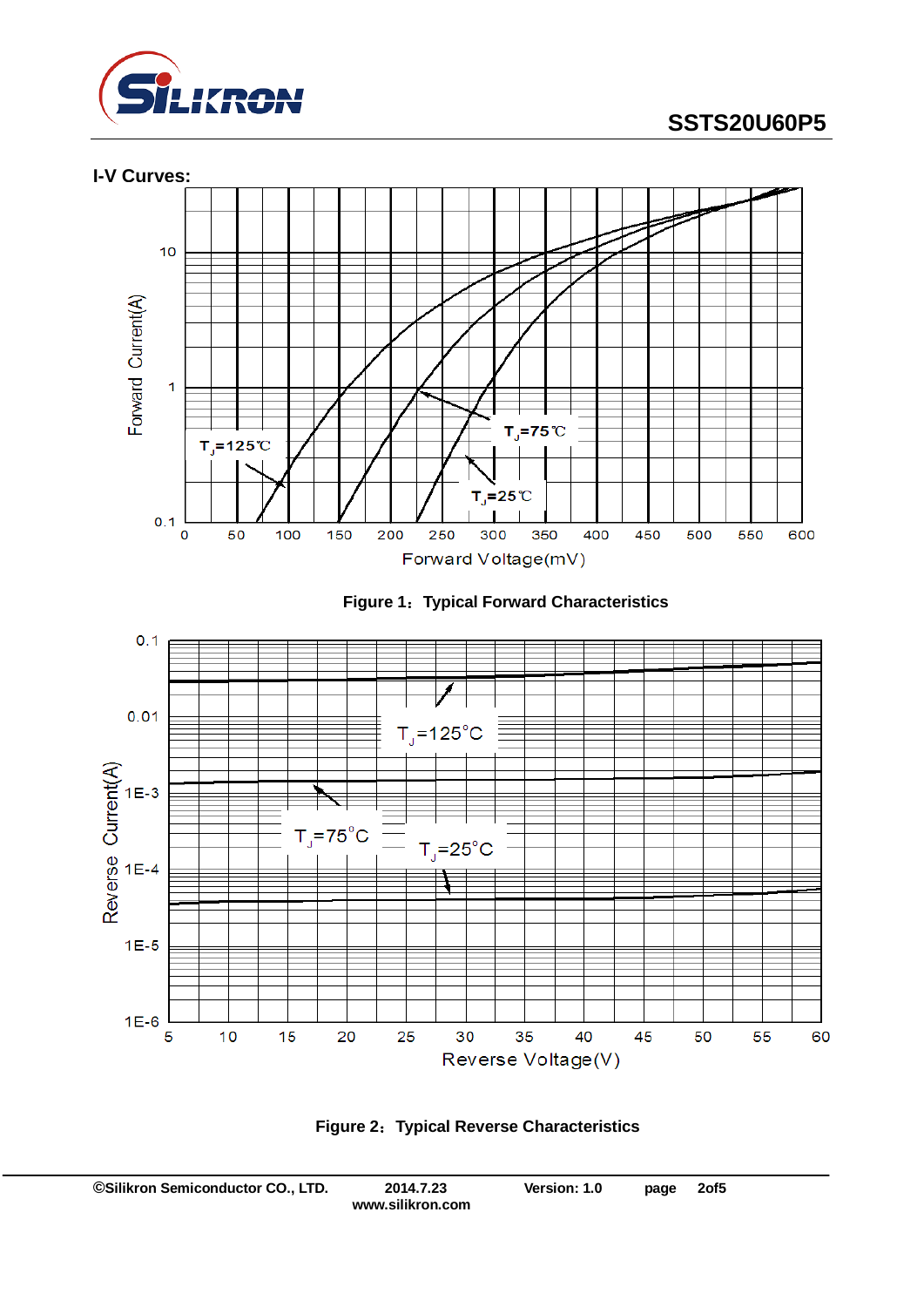## I-V Curves:

Figure 1：Typical Forward Characteristics

Figure 2：Typical Reverse Characteristics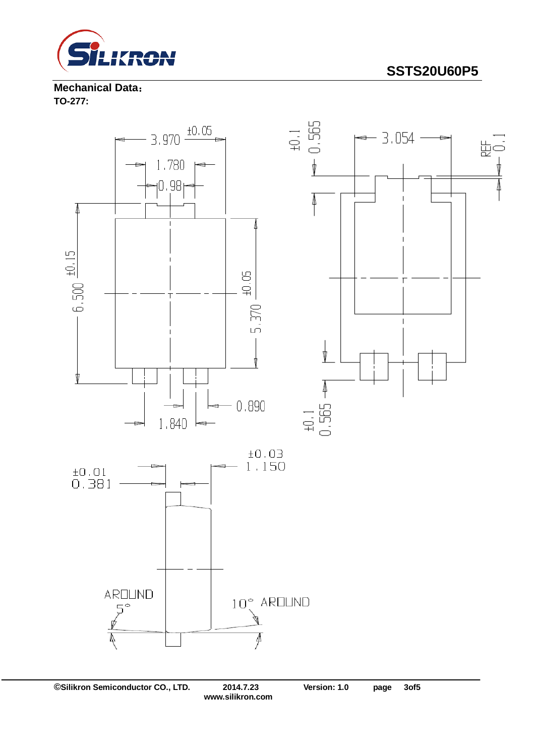**Mechanical Data：**

**TO-277:**

3.970 ±0.05

1.780

0.98

6.500 ±0.15

5.370 ±0.05

0.890

1.840

0.565 ±0.1

3.054

REF 0.1

0.565 ±0.1

0.381 ±0.01

1.150 ±0.03

AROUND 5°

10° AROUND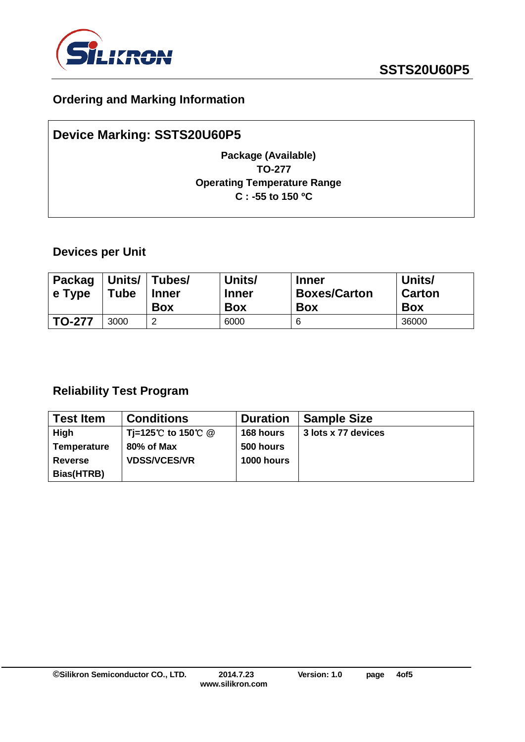## Ordering and Marking Information

**Device Marking: SSTS20U60P5**

**Package (Available)**
**TO-277**
**Operating Temperature Range**
**C : -55 to 150 ºC**

## Devices per Unit

| Package Type | Units/ Tube | Tubes/ Inner Box | Units/ Inner Box | Inner Boxes/Carton Box | Units/ Carton Box |
|---|---|---|---|---|---|
| TO-277 | 3000 | 2 | 6000 | 6 | 36000 |

## Reliability Test Program

| Test Item | Conditions | Duration | Sample Size |
|---|---|---|---|
| High Temperature Reverse Bias(HTRB) | Tj=125℃ to 150℃ @ 80% of Max VDSS/VCES/VR | 168 hours<br>500 hours<br>1000 hours | 3 lots x 77 devices |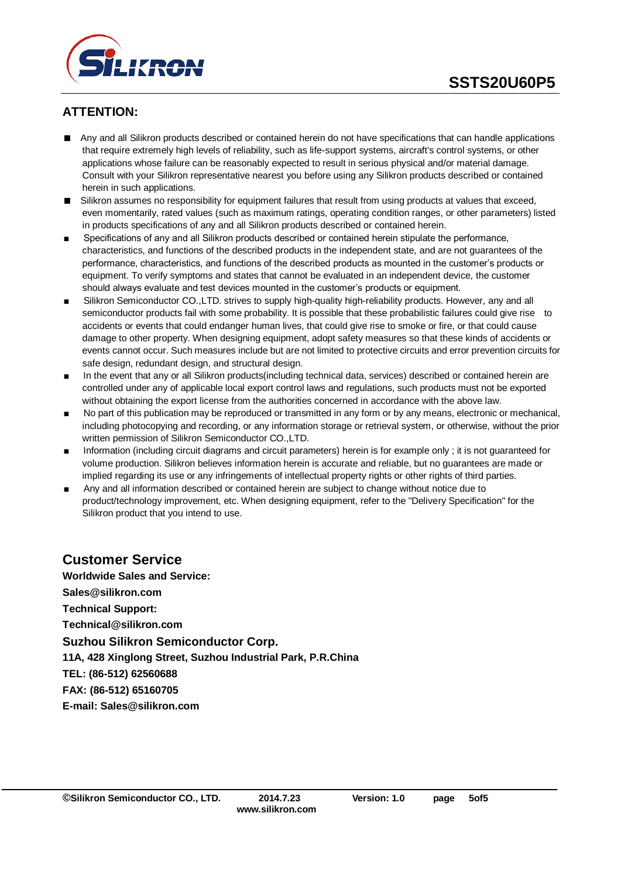## ATTENTION:

- Any and all Silikron products described or contained herein do not have specifications that can handle applications that require extremely high levels of reliability, such as life-support systems, aircraft's control systems, or other applications whose failure can be reasonably expected to result in serious physical and/or material damage. Consult with your Silikron representative nearest you before using any Silikron products described or contained herein in such applications.
- Silikron assumes no responsibility for equipment failures that result from using products at values that exceed, even momentarily, rated values (such as maximum ratings, operating condition ranges, or other parameters) listed in products specifications of any and all Silikron products described or contained herein.
- Specifications of any and all Silikron products described or contained herein stipulate the performance, characteristics, and functions of the described products in the independent state, and are not guarantees of the performance, characteristics, and functions of the described products as mounted in the customer's products or equipment. To verify symptoms and states that cannot be evaluated in an independent device, the customer should always evaluate and test devices mounted in the customer's products or equipment.
- Silikron Semiconductor CO.,LTD. strives to supply high-quality high-reliability products. However, any and all semiconductor products fail with some probability. It is possible that these probabilistic failures could give rise to accidents or events that could endanger human lives, that could give rise to smoke or fire, or that could cause damage to other property. When designing equipment, adopt safety measures so that these kinds of accidents or events cannot occur. Such measures include but are not limited to protective circuits and error prevention circuits for safe design, redundant design, and structural design.
- In the event that any or all Silikron products(including technical data, services) described or contained herein are controlled under any of applicable local export control laws and regulations, such products must not be exported without obtaining the export license from the authorities concerned in accordance with the above law.
- No part of this publication may be reproduced or transmitted in any form or by any means, electronic or mechanical, including photocopying and recording, or any information storage or retrieval system, or otherwise, without the prior written permission of Silikron Semiconductor CO.,LTD.
- Information (including circuit diagrams and circuit parameters) herein is for example only ; it is not guaranteed for volume production. Silikron believes information herein is accurate and reliable, but no guarantees are made or implied regarding its use or any infringements of intellectual property rights or other rights of third parties.
- Any and all information described or contained herein are subject to change without notice due to product/technology improvement, etc. When designing equipment, refer to the "Delivery Specification" for the Silikron product that you intend to use.

## Customer Service

**Worldwide Sales and Service:**

**Sales@silikron.com**

**Technical Support:**

**Technical@silikron.com**

**Suzhou Silikron Semiconductor Corp.**

**11A, 428 Xinglong Street, Suzhou Industrial Park, P.R.China**

**TEL: (86-512) 62560688**

**FAX: (86-512) 65160705**

**E-mail: Sales@silikron.com**